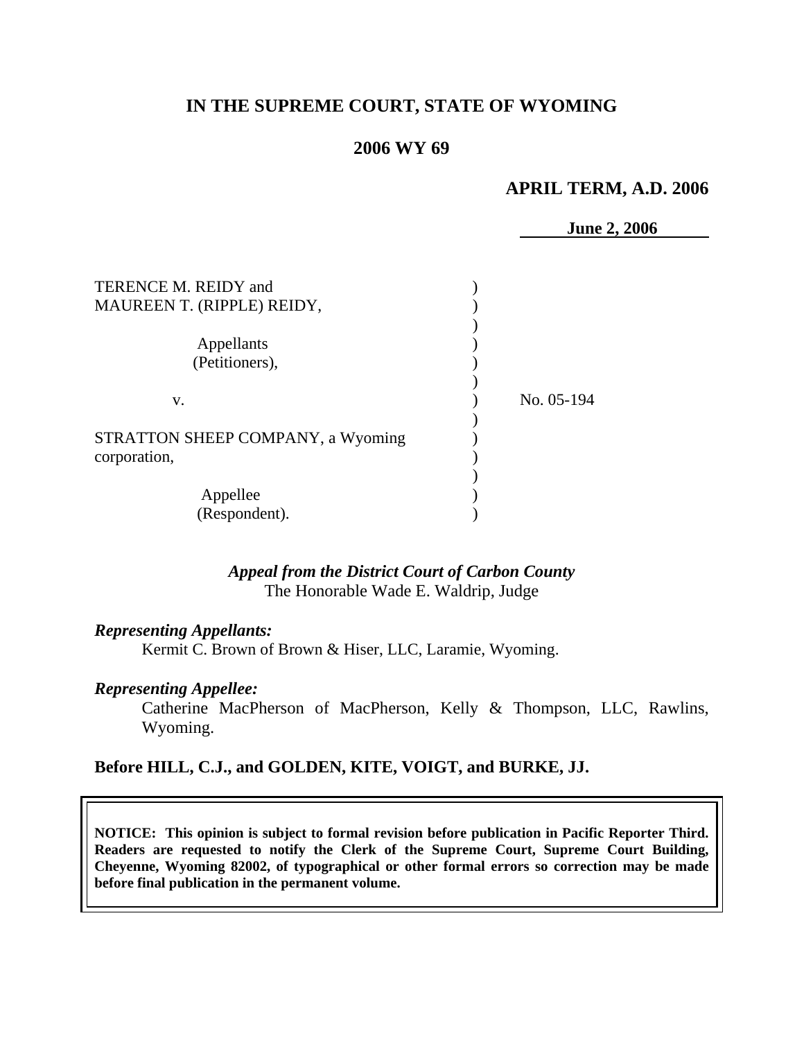# IN THE SUPREME COURT, STATE OF WYOMING

## 2006 WY 69

**APRIL TERM, A.D. 2006**

**June 2, 2006**

TERENCE M. REIDY and MAUREEN T. (RIPPLE) REIDY,

Appellants (Petitioners),

v.

No. 05-194

STRATTON SHEEP COMPANY, a Wyoming corporation,

Appellee (Respondent).

*Appeal from the District Court of Carbon County*
The Honorable Wade E. Waldrip, Judge

***Representing Appellants:***

Kermit C. Brown of Brown & Hiser, LLC, Laramie, Wyoming.

***Representing Appellee:***

Catherine MacPherson of MacPherson, Kelly & Thompson, LLC, Rawlins, Wyoming.

**Before HILL, C.J., and GOLDEN, KITE, VOIGT, and BURKE, JJ.**

**NOTICE: This opinion is subject to formal revision before publication in Pacific Reporter Third. Readers are requested to notify the Clerk of the Supreme Court, Supreme Court Building, Cheyenne, Wyoming 82002, of typographical or other formal errors so correction may be made before final publication in the permanent volume.**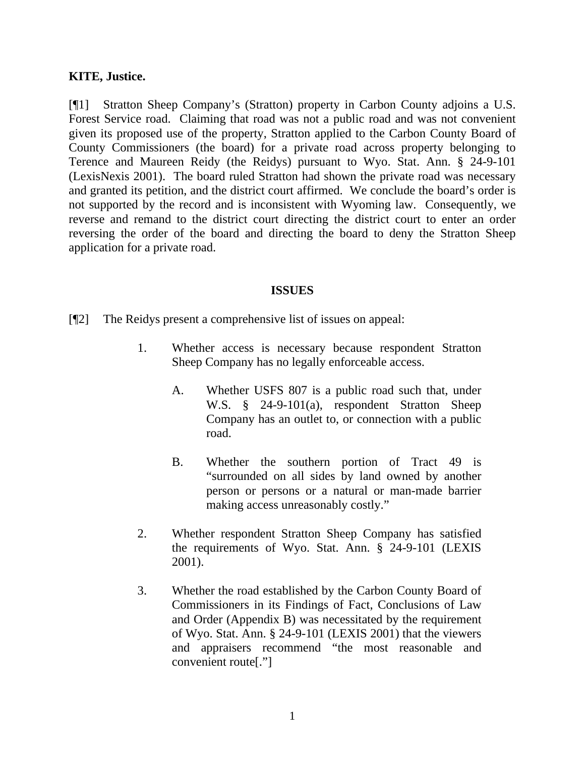**KITE, Justice.**

[¶1] Stratton Sheep Company's (Stratton) property in Carbon County adjoins a U.S. Forest Service road. Claiming that road was not a public road and was not convenient given its proposed use of the property, Stratton applied to the Carbon County Board of County Commissioners (the board) for a private road across property belonging to Terence and Maureen Reidy (the Reidys) pursuant to Wyo. Stat. Ann. § 24-9-101 (LexisNexis 2001). The board ruled Stratton had shown the private road was necessary and granted its petition, and the district court affirmed. We conclude the board's order is not supported by the record and is inconsistent with Wyoming law. Consequently, we reverse and remand to the district court directing the district court to enter an order reversing the order of the board and directing the board to deny the Stratton Sheep application for a private road.

## ISSUES

[¶2] The Reidys present a comprehensive list of issues on appeal:

> 1. Whether access is necessary because respondent Stratton Sheep Company has no legally enforceable access.
>
>    A. Whether USFS 807 is a public road such that, under W.S. § 24-9-101(a), respondent Stratton Sheep Company has an outlet to, or connection with a public road.
>
>    B. Whether the southern portion of Tract 49 is "surrounded on all sides by land owned by another person or persons or a natural or man-made barrier making access unreasonably costly."
>
> 2. Whether respondent Stratton Sheep Company has satisfied the requirements of Wyo. Stat. Ann. § 24-9-101 (LEXIS 2001).
>
> 3. Whether the road established by the Carbon County Board of Commissioners in its Findings of Fact, Conclusions of Law and Order (Appendix B) was necessitated by the requirement of Wyo. Stat. Ann. § 24-9-101 (LEXIS 2001) that the viewers and appraisers recommend "the most reasonable and convenient route[."]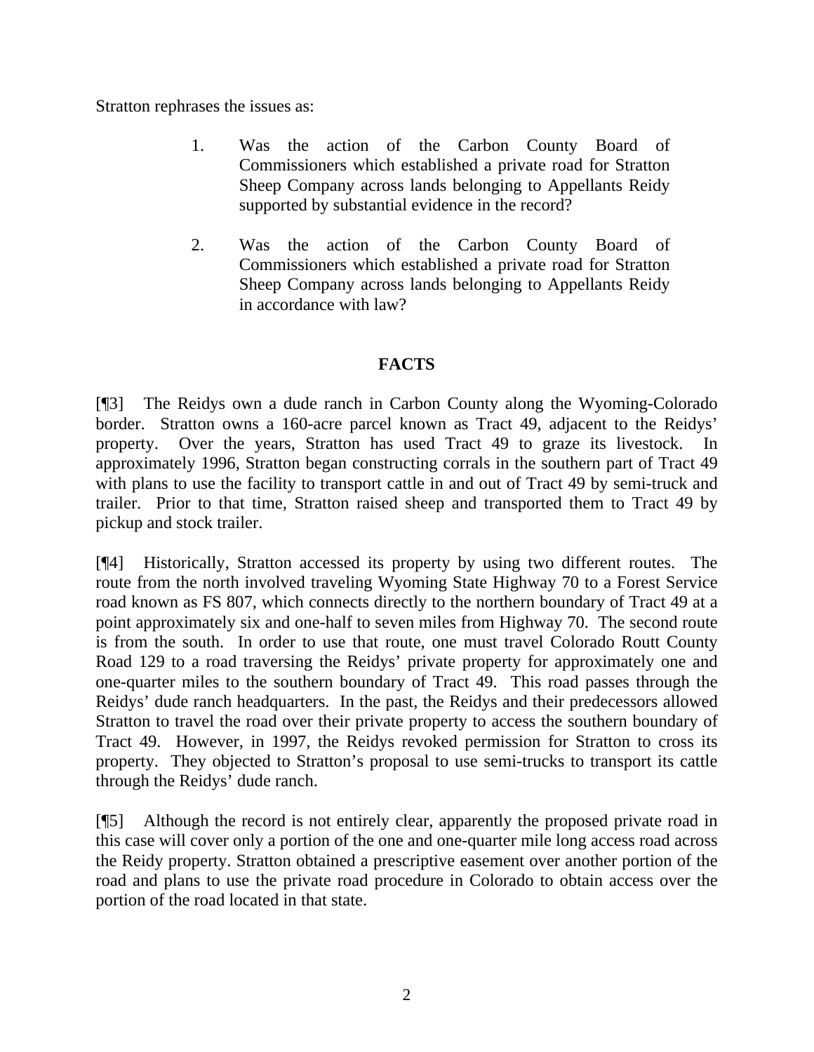Stratton rephrases the issues as:

1. Was the action of the Carbon County Board of Commissioners which established a private road for Stratton Sheep Company across lands belonging to Appellants Reidy supported by substantial evidence in the record?

2. Was the action of the Carbon County Board of Commissioners which established a private road for Stratton Sheep Company across lands belonging to Appellants Reidy in accordance with law?

## FACTS

[¶3] The Reidys own a dude ranch in Carbon County along the Wyoming-Colorado border. Stratton owns a 160-acre parcel known as Tract 49, adjacent to the Reidys' property. Over the years, Stratton has used Tract 49 to graze its livestock. In approximately 1996, Stratton began constructing corrals in the southern part of Tract 49 with plans to use the facility to transport cattle in and out of Tract 49 by semi-truck and trailer. Prior to that time, Stratton raised sheep and transported them to Tract 49 by pickup and stock trailer.

[¶4] Historically, Stratton accessed its property by using two different routes. The route from the north involved traveling Wyoming State Highway 70 to a Forest Service road known as FS 807, which connects directly to the northern boundary of Tract 49 at a point approximately six and one-half to seven miles from Highway 70. The second route is from the south. In order to use that route, one must travel Colorado Routt County Road 129 to a road traversing the Reidys' private property for approximately one and one-quarter miles to the southern boundary of Tract 49. This road passes through the Reidys' dude ranch headquarters. In the past, the Reidys and their predecessors allowed Stratton to travel the road over their private property to access the southern boundary of Tract 49. However, in 1997, the Reidys revoked permission for Stratton to cross its property. They objected to Stratton's proposal to use semi-trucks to transport its cattle through the Reidys' dude ranch.

[¶5] Although the record is not entirely clear, apparently the proposed private road in this case will cover only a portion of the one and one-quarter mile long access road across the Reidy property. Stratton obtained a prescriptive easement over another portion of the road and plans to use the private road procedure in Colorado to obtain access over the portion of the road located in that state.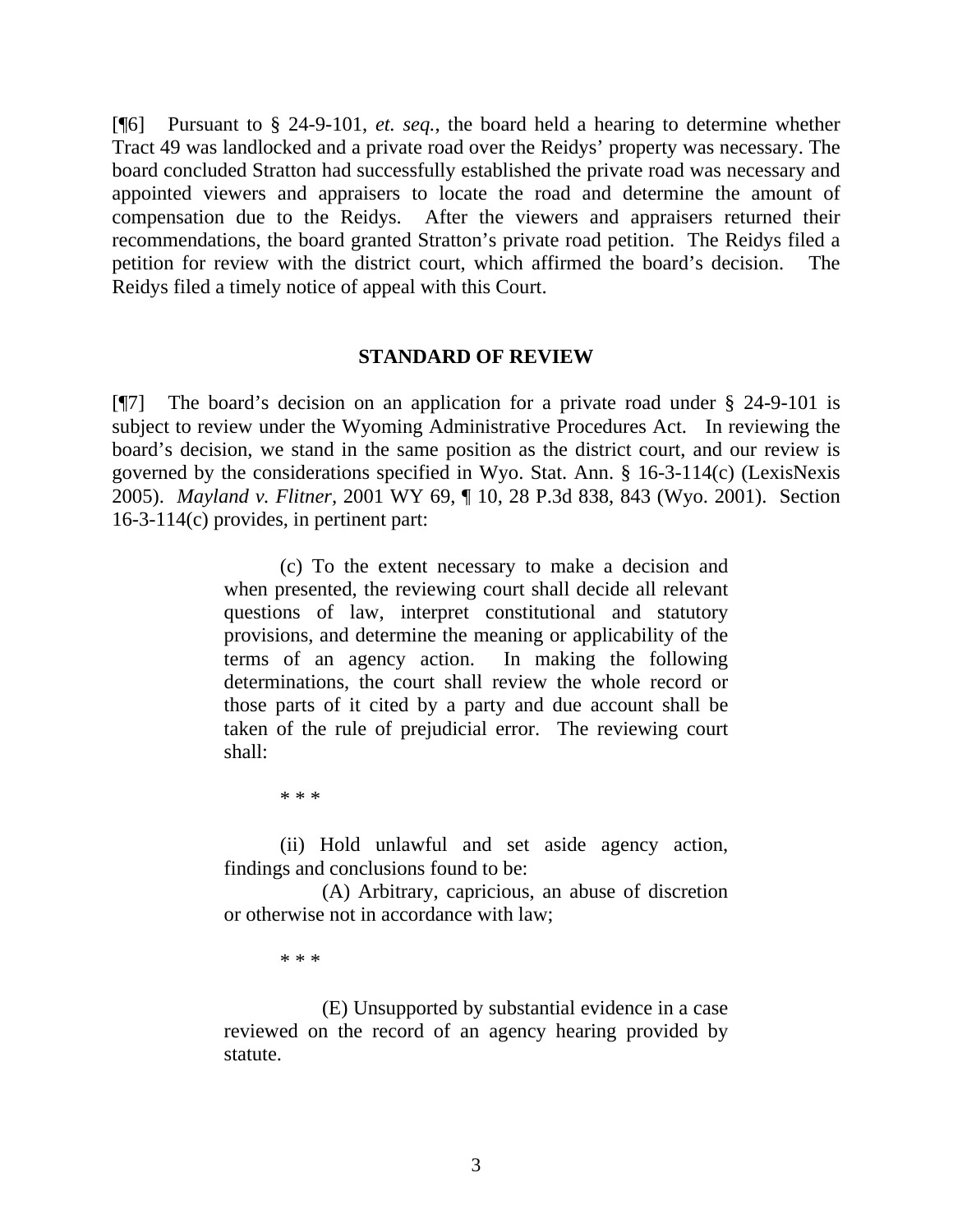[¶6] Pursuant to § 24-9-101, *et. seq.*, the board held a hearing to determine whether Tract 49 was landlocked and a private road over the Reidys' property was necessary. The board concluded Stratton had successfully established the private road was necessary and appointed viewers and appraisers to locate the road and determine the amount of compensation due to the Reidys. After the viewers and appraisers returned their recommendations, the board granted Stratton's private road petition. The Reidys filed a petition for review with the district court, which affirmed the board's decision. The Reidys filed a timely notice of appeal with this Court.

**STANDARD OF REVIEW**

[¶7] The board's decision on an application for a private road under § 24-9-101 is subject to review under the Wyoming Administrative Procedures Act. In reviewing the board's decision, we stand in the same position as the district court, and our review is governed by the considerations specified in Wyo. Stat. Ann. § 16-3-114(c) (LexisNexis 2005). *Mayland v. Flitner*, 2001 WY 69, ¶ 10, 28 P.3d 838, 843 (Wyo. 2001). Section 16-3-114(c) provides, in pertinent part:

> (c) To the extent necessary to make a decision and when presented, the reviewing court shall decide all relevant questions of law, interpret constitutional and statutory provisions, and determine the meaning or applicability of the terms of an agency action. In making the following determinations, the court shall review the whole record or those parts of it cited by a party and due account shall be taken of the rule of prejudicial error. The reviewing court shall:
>
> * * *
>
> (ii) Hold unlawful and set aside agency action, findings and conclusions found to be:
>
> (A) Arbitrary, capricious, an abuse of discretion or otherwise not in accordance with law;
>
> * * *
>
> (E) Unsupported by substantial evidence in a case reviewed on the record of an agency hearing provided by statute.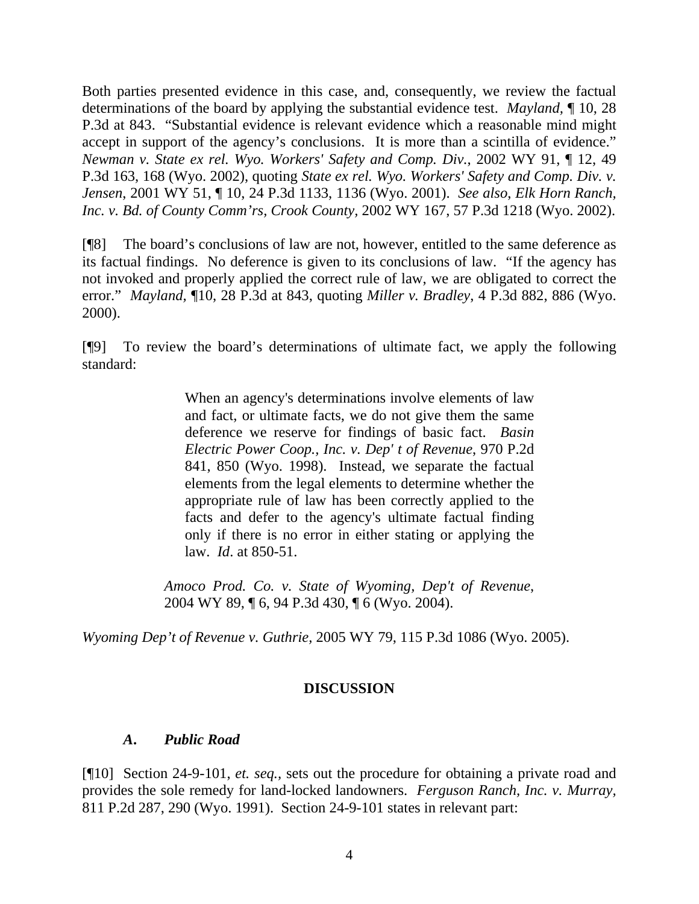Both parties presented evidence in this case, and, consequently, we review the factual determinations of the board by applying the substantial evidence test. *Mayland,* ¶ 10, 28 P.3d at 843. "Substantial evidence is relevant evidence which a reasonable mind might accept in support of the agency's conclusions. It is more than a scintilla of evidence." *Newman v. State ex rel. Wyo. Workers' Safety and Comp. Div.*, 2002 WY 91, ¶ 12, 49 P.3d 163, 168 (Wyo. 2002), quoting *State ex rel. Wyo. Workers' Safety and Comp. Div. v. Jensen*, 2001 WY 51, ¶ 10, 24 P.3d 1133, 1136 (Wyo. 2001). *See also*, *Elk Horn Ranch, Inc. v. Bd. of County Comm'rs, Crook County*, 2002 WY 167, 57 P.3d 1218 (Wyo. 2002).

[¶8] The board's conclusions of law are not, however, entitled to the same deference as its factual findings. No deference is given to its conclusions of law. "If the agency has not invoked and properly applied the correct rule of law, we are obligated to correct the error." *Mayland,* ¶10, 28 P.3d at 843, quoting *Miller v. Bradley*, 4 P.3d 882, 886 (Wyo. 2000).

[¶9] To review the board's determinations of ultimate fact, we apply the following standard:

> When an agency's determinations involve elements of law and fact, or ultimate facts, we do not give them the same deference we reserve for findings of basic fact. *Basin Electric Power Coop., Inc. v. Dep' t of Revenue*, 970 P.2d 841, 850 (Wyo. 1998). Instead, we separate the factual elements from the legal elements to determine whether the appropriate rule of law has been correctly applied to the facts and defer to the agency's ultimate factual finding only if there is no error in either stating or applying the law. *Id*. at 850-51.
>
> *Amoco Prod. Co. v. State of Wyoming, Dep't of Revenue*, 2004 WY 89, ¶ 6, 94 P.3d 430, ¶ 6 (Wyo. 2004).

*Wyoming Dep't of Revenue v. Guthrie*, 2005 WY 79, 115 P.3d 1086 (Wyo. 2005).

## DISCUSSION

### *A. Public Road*

[¶10] Section 24-9-101, *et. seq.*, sets out the procedure for obtaining a private road and provides the sole remedy for land-locked landowners. *Ferguson Ranch, Inc. v. Murray*, 811 P.2d 287, 290 (Wyo. 1991). Section 24-9-101 states in relevant part: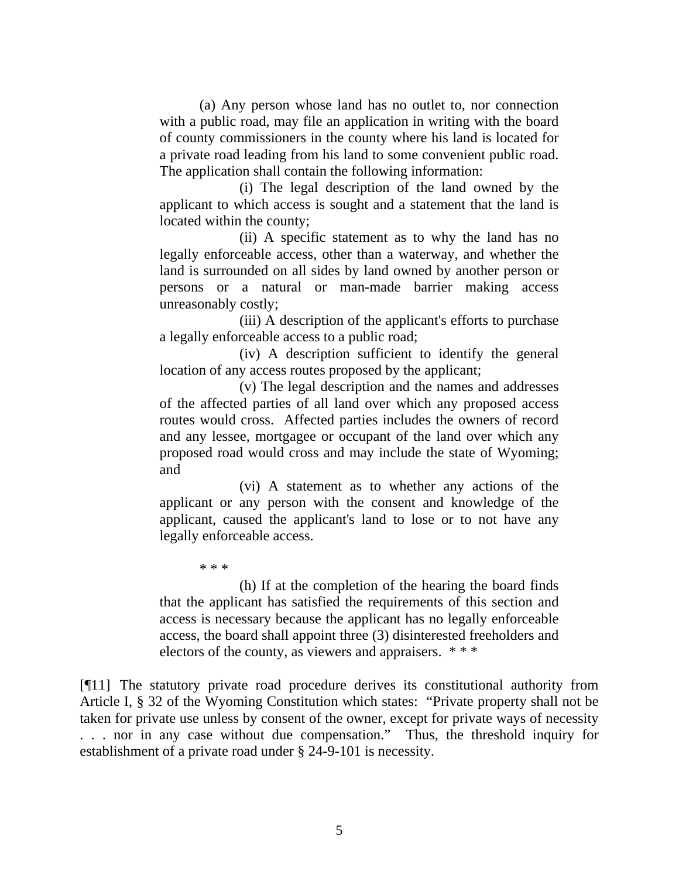> (a) Any person whose land has no outlet to, nor connection with a public road, may file an application in writing with the board of county commissioners in the county where his land is located for a private road leading from his land to some convenient public road. The application shall contain the following information:
>
> (i) The legal description of the land owned by the applicant to which access is sought and a statement that the land is located within the county;
>
> (ii) A specific statement as to why the land has no legally enforceable access, other than a waterway, and whether the land is surrounded on all sides by land owned by another person or persons or a natural or man-made barrier making access unreasonably costly;
>
> (iii) A description of the applicant's efforts to purchase a legally enforceable access to a public road;
>
> (iv) A description sufficient to identify the general location of any access routes proposed by the applicant;
>
> (v) The legal description and the names and addresses of the affected parties of all land over which any proposed access routes would cross. Affected parties includes the owners of record and any lessee, mortgagee or occupant of the land over which any proposed road would cross and may include the state of Wyoming; and
>
> (vi) A statement as to whether any actions of the applicant or any person with the consent and knowledge of the applicant, caused the applicant's land to lose or to not have any legally enforceable access.
>
> * * *
>
> (h) If at the completion of the hearing the board finds that the applicant has satisfied the requirements of this section and access is necessary because the applicant has no legally enforceable access, the board shall appoint three (3) disinterested freeholders and electors of the county, as viewers and appraisers. * * *

[¶11] The statutory private road procedure derives its constitutional authority from Article I, § 32 of the Wyoming Constitution which states: "Private property shall not be taken for private use unless by consent of the owner, except for private ways of necessity . . . nor in any case without due compensation." Thus, the threshold inquiry for establishment of a private road under § 24-9-101 is necessity.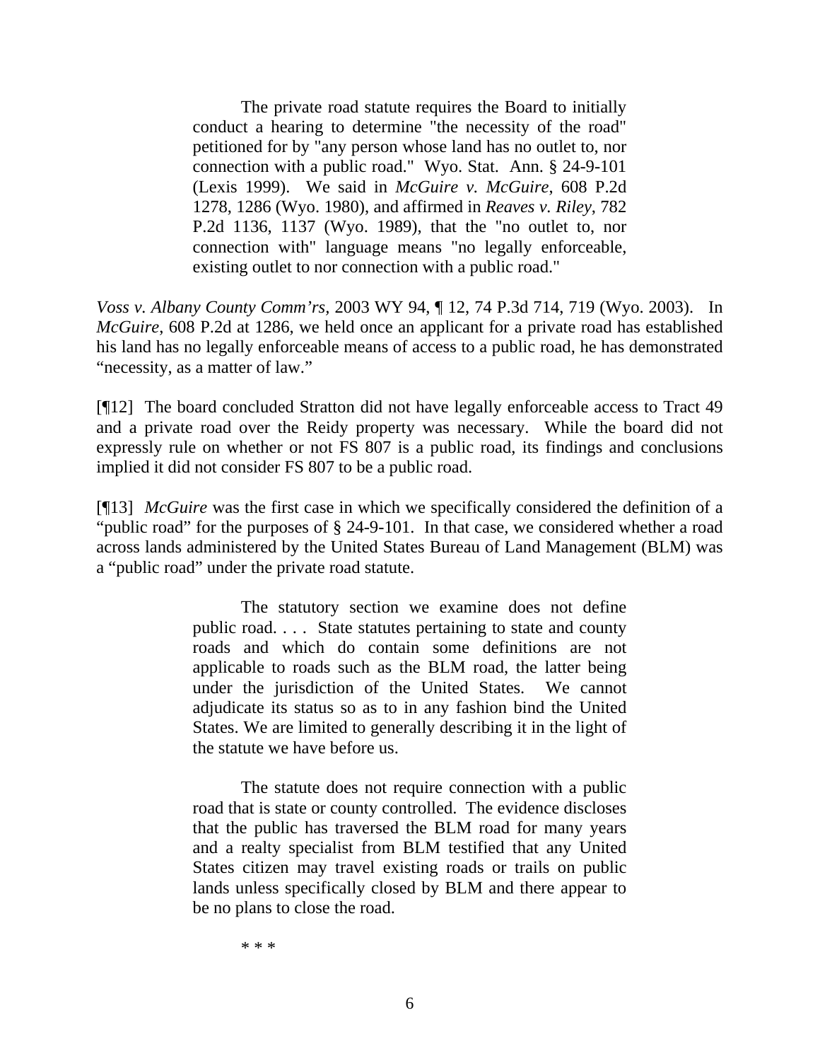> The private road statute requires the Board to initially conduct a hearing to determine "the necessity of the road" petitioned for by "any person whose land has no outlet to, nor connection with a public road." Wyo. Stat. Ann. § 24-9-101 (Lexis 1999). We said in *McGuire v. McGuire*, 608 P.2d 1278, 1286 (Wyo. 1980), and affirmed in *Reaves v. Riley*, 782 P.2d 1136, 1137 (Wyo. 1989), that the "no outlet to, nor connection with" language means "no legally enforceable, existing outlet to nor connection with a public road."

*Voss v. Albany County Comm'rs*, 2003 WY 94, ¶ 12, 74 P.3d 714, 719 (Wyo. 2003). In *McGuire*, 608 P.2d at 1286, we held once an applicant for a private road has established his land has no legally enforceable means of access to a public road, he has demonstrated "necessity, as a matter of law."

[¶12] The board concluded Stratton did not have legally enforceable access to Tract 49 and a private road over the Reidy property was necessary. While the board did not expressly rule on whether or not FS 807 is a public road, its findings and conclusions implied it did not consider FS 807 to be a public road.

[¶13] *McGuire* was the first case in which we specifically considered the definition of a "public road" for the purposes of § 24-9-101. In that case, we considered whether a road across lands administered by the United States Bureau of Land Management (BLM) was a "public road" under the private road statute.

> The statutory section we examine does not define public road. . . . State statutes pertaining to state and county roads and which do contain some definitions are not applicable to roads such as the BLM road, the latter being under the jurisdiction of the United States. We cannot adjudicate its status so as to in any fashion bind the United States. We are limited to generally describing it in the light of the statute we have before us.
>
> The statute does not require connection with a public road that is state or county controlled. The evidence discloses that the public has traversed the BLM road for many years and a realty specialist from BLM testified that any United States citizen may travel existing roads or trails on public lands unless specifically closed by BLM and there appear to be no plans to close the road.
>
> \* \* \*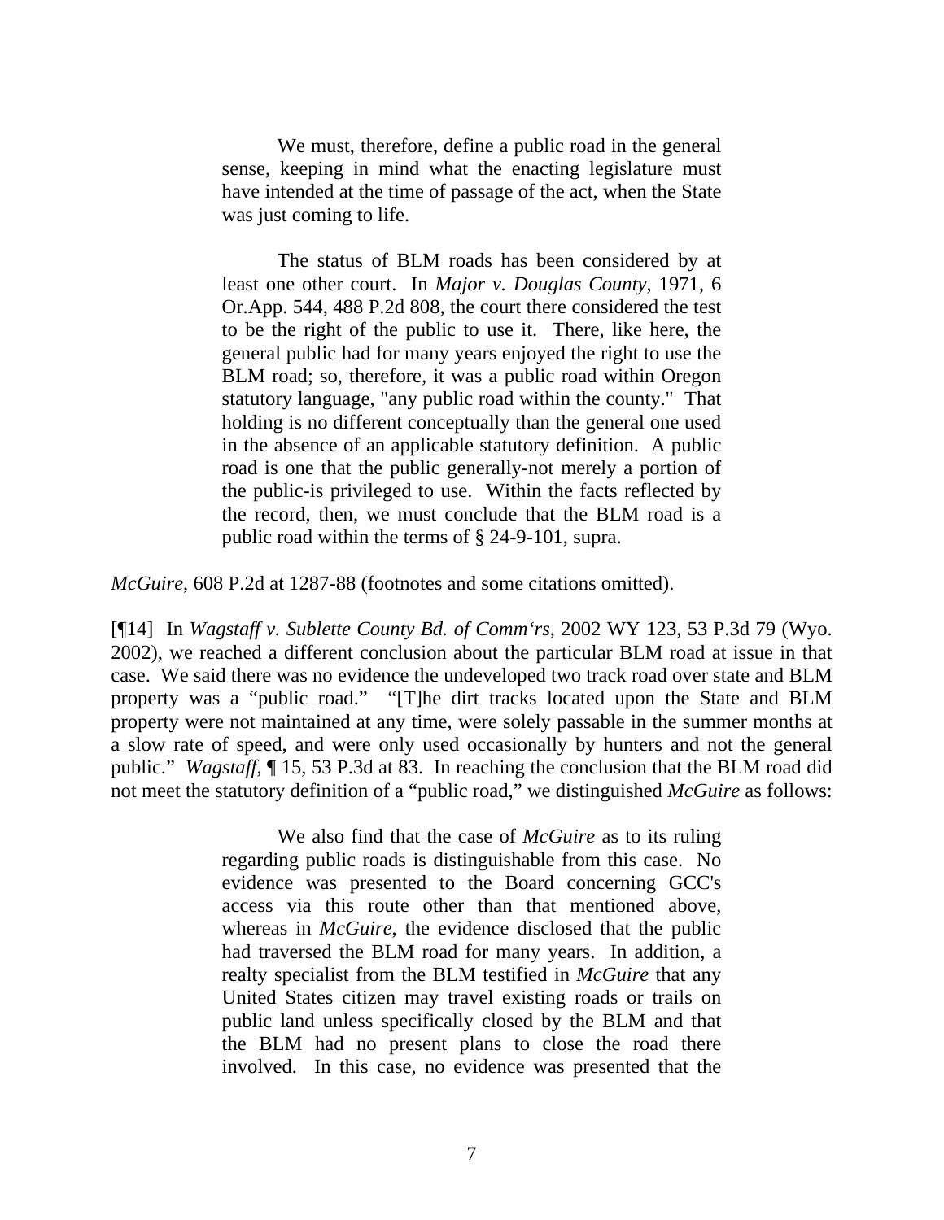> We must, therefore, define a public road in the general sense, keeping in mind what the enacting legislature must have intended at the time of passage of the act, when the State was just coming to life.
>
> The status of BLM roads has been considered by at least one other court. In *Major v. Douglas County*, 1971, 6 Or.App. 544, 488 P.2d 808, the court there considered the test to be the right of the public to use it. There, like here, the general public had for many years enjoyed the right to use the BLM road; so, therefore, it was a public road within Oregon statutory language, "any public road within the county." That holding is no different conceptually than the general one used in the absence of an applicable statutory definition. A public road is one that the public generally-not merely a portion of the public-is privileged to use. Within the facts reflected by the record, then, we must conclude that the BLM road is a public road within the terms of § 24-9-101, supra.

*McGuire*, 608 P.2d at 1287-88 (footnotes and some citations omitted).

[¶14] In *Wagstaff v. Sublette County Bd. of Comm'rs*, 2002 WY 123, 53 P.3d 79 (Wyo. 2002), we reached a different conclusion about the particular BLM road at issue in that case. We said there was no evidence the undeveloped two track road over state and BLM property was a "public road." "[T]he dirt tracks located upon the State and BLM property were not maintained at any time, were solely passable in the summer months at a slow rate of speed, and were only used occasionally by hunters and not the general public." *Wagstaff*, ¶ 15, 53 P.3d at 83. In reaching the conclusion that the BLM road did not meet the statutory definition of a "public road," we distinguished *McGuire* as follows:

> We also find that the case of *McGuire* as to its ruling regarding public roads is distinguishable from this case. No evidence was presented to the Board concerning GCC's access via this route other than that mentioned above, whereas in *McGuire*, the evidence disclosed that the public had traversed the BLM road for many years. In addition, a realty specialist from the BLM testified in *McGuire* that any United States citizen may travel existing roads or trails on public land unless specifically closed by the BLM and that the BLM had no present plans to close the road there involved. In this case, no evidence was presented that the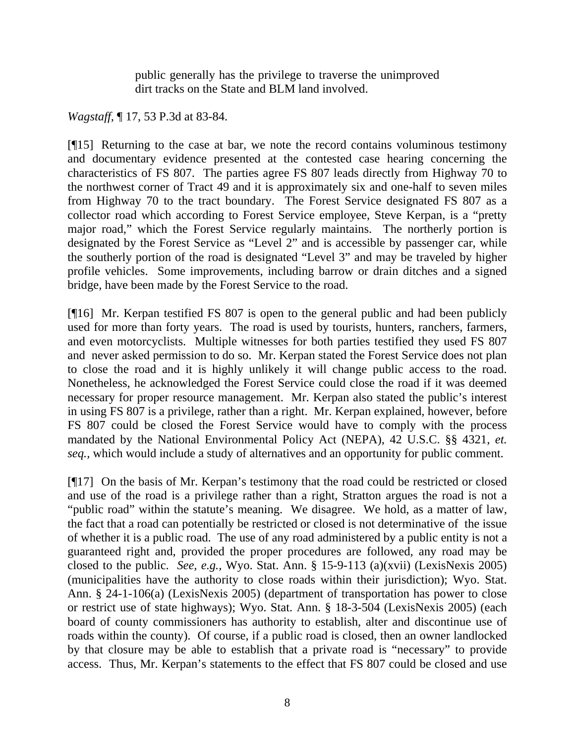> public generally has the privilege to traverse the unimproved dirt tracks on the State and BLM land involved.

*Wagstaff*, ¶ 17, 53 P.3d at 83-84.

[¶15] Returning to the case at bar, we note the record contains voluminous testimony and documentary evidence presented at the contested case hearing concerning the characteristics of FS 807. The parties agree FS 807 leads directly from Highway 70 to the northwest corner of Tract 49 and it is approximately six and one-half to seven miles from Highway 70 to the tract boundary. The Forest Service designated FS 807 as a collector road which according to Forest Service employee, Steve Kerpan, is a "pretty major road," which the Forest Service regularly maintains. The northerly portion is designated by the Forest Service as "Level 2" and is accessible by passenger car, while the southerly portion of the road is designated "Level 3" and may be traveled by higher profile vehicles. Some improvements, including barrow or drain ditches and a signed bridge, have been made by the Forest Service to the road.

[¶16] Mr. Kerpan testified FS 807 is open to the general public and had been publicly used for more than forty years. The road is used by tourists, hunters, ranchers, farmers, and even motorcyclists. Multiple witnesses for both parties testified they used FS 807 and never asked permission to do so. Mr. Kerpan stated the Forest Service does not plan to close the road and it is highly unlikely it will change public access to the road. Nonetheless, he acknowledged the Forest Service could close the road if it was deemed necessary for proper resource management. Mr. Kerpan also stated the public's interest in using FS 807 is a privilege, rather than a right. Mr. Kerpan explained, however, before FS 807 could be closed the Forest Service would have to comply with the process mandated by the National Environmental Policy Act (NEPA), 42 U.S.C. §§ 4321, *et. seq.*, which would include a study of alternatives and an opportunity for public comment.

[¶17] On the basis of Mr. Kerpan's testimony that the road could be restricted or closed and use of the road is a privilege rather than a right, Stratton argues the road is not a "public road" within the statute's meaning. We disagree. We hold, as a matter of law, the fact that a road can potentially be restricted or closed is not determinative of the issue of whether it is a public road. The use of any road administered by a public entity is not a guaranteed right and, provided the proper procedures are followed, any road may be closed to the public. *See, e.g.*, Wyo. Stat. Ann. § 15-9-113 (a)(xvii) (LexisNexis 2005) (municipalities have the authority to close roads within their jurisdiction); Wyo. Stat. Ann. § 24-1-106(a) (LexisNexis 2005) (department of transportation has power to close or restrict use of state highways); Wyo. Stat. Ann. § 18-3-504 (LexisNexis 2005) (each board of county commissioners has authority to establish, alter and discontinue use of roads within the county). Of course, if a public road is closed, then an owner landlocked by that closure may be able to establish that a private road is "necessary" to provide access. Thus, Mr. Kerpan's statements to the effect that FS 807 could be closed and use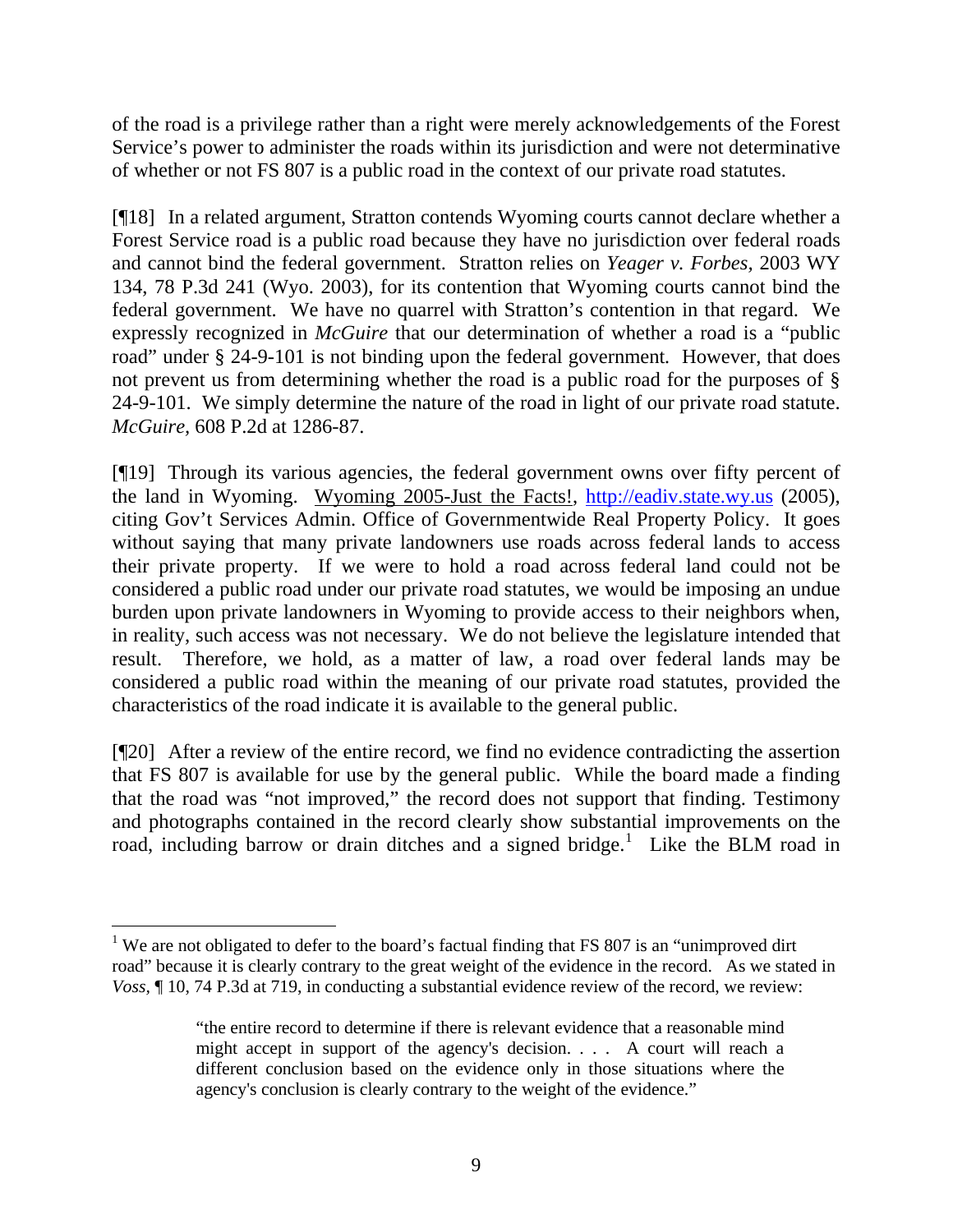of the road is a privilege rather than a right were merely acknowledgements of the Forest Service's power to administer the roads within its jurisdiction and were not determinative of whether or not FS 807 is a public road in the context of our private road statutes.

[¶18] In a related argument, Stratton contends Wyoming courts cannot declare whether a Forest Service road is a public road because they have no jurisdiction over federal roads and cannot bind the federal government. Stratton relies on *Yeager v. Forbes*, 2003 WY 134, 78 P.3d 241 (Wyo. 2003), for its contention that Wyoming courts cannot bind the federal government. We have no quarrel with Stratton's contention in that regard. We expressly recognized in *McGuire* that our determination of whether a road is a "public road" under § 24-9-101 is not binding upon the federal government. However, that does not prevent us from determining whether the road is a public road for the purposes of § 24-9-101. We simply determine the nature of the road in light of our private road statute. *McGuire*, 608 P.2d at 1286-87.

[¶19] Through its various agencies, the federal government owns over fifty percent of the land in Wyoming. Wyoming 2005-Just the Facts!, http://eadiv.state.wy.us (2005), citing Gov't Services Admin. Office of Governmentwide Real Property Policy. It goes without saying that many private landowners use roads across federal lands to access their private property. If we were to hold a road across federal land could not be considered a public road under our private road statutes, we would be imposing an undue burden upon private landowners in Wyoming to provide access to their neighbors when, in reality, such access was not necessary. We do not believe the legislature intended that result. Therefore, we hold, as a matter of law, a road over federal lands may be considered a public road within the meaning of our private road statutes, provided the characteristics of the road indicate it is available to the general public.

[¶20] After a review of the entire record, we find no evidence contradicting the assertion that FS 807 is available for use by the general public. While the board made a finding that the road was "not improved," the record does not support that finding. Testimony and photographs contained in the record clearly show substantial improvements on the road, including barrow or drain ditches and a signed bridge.[1] Like the BLM road in

---

[1] We are not obligated to defer to the board's factual finding that FS 807 is an "unimproved dirt road" because it is clearly contrary to the great weight of the evidence in the record. As we stated in *Voss*, ¶ 10, 74 P.3d at 719, in conducting a substantial evidence review of the record, we review:

> "the entire record to determine if there is relevant evidence that a reasonable mind might accept in support of the agency's decision. . . . A court will reach a different conclusion based on the evidence only in those situations where the agency's conclusion is clearly contrary to the weight of the evidence."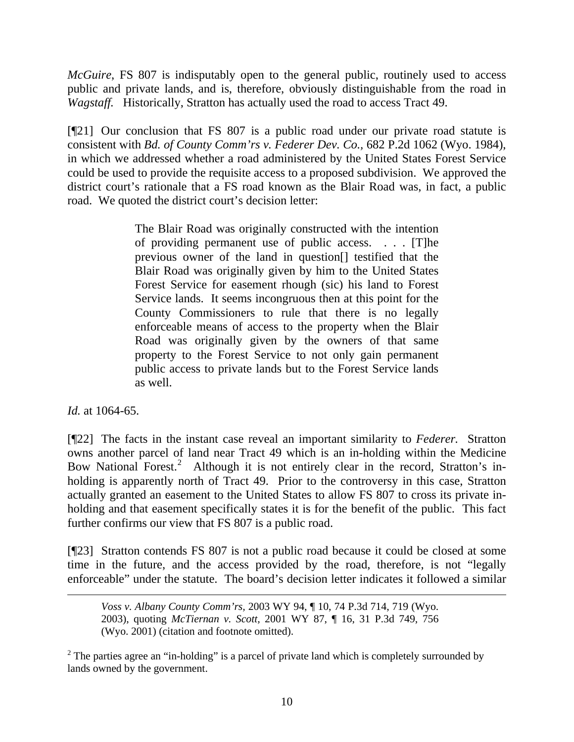*McGuire*, FS 807 is indisputably open to the general public, routinely used to access public and private lands, and is, therefore, obviously distinguishable from the road in *Wagstaff.* Historically, Stratton has actually used the road to access Tract 49.

[¶21] Our conclusion that FS 807 is a public road under our private road statute is consistent with *Bd. of County Comm'rs v. Federer Dev. Co.*, 682 P.2d 1062 (Wyo. 1984), in which we addressed whether a road administered by the United States Forest Service could be used to provide the requisite access to a proposed subdivision. We approved the district court's rationale that a FS road known as the Blair Road was, in fact, a public road. We quoted the district court's decision letter:

> The Blair Road was originally constructed with the intention of providing permanent use of public access. . . . [T]he previous owner of the land in question[] testified that the Blair Road was originally given by him to the United States Forest Service for easement rhough (sic) his land to Forest Service lands. It seems incongruous then at this point for the County Commissioners to rule that there is no legally enforceable means of access to the property when the Blair Road was originally given by the owners of that same property to the Forest Service to not only gain permanent public access to private lands but to the Forest Service lands as well.

*Id.* at 1064-65.

[¶22] The facts in the instant case reveal an important similarity to *Federer.* Stratton owns another parcel of land near Tract 49 which is an in-holding within the Medicine Bow National Forest.[2] Although it is not entirely clear in the record, Stratton's in-holding is apparently north of Tract 49. Prior to the controversy in this case, Stratton actually granted an easement to the United States to allow FS 807 to cross its private in-holding and that easement specifically states it is for the benefit of the public. This fact further confirms our view that FS 807 is a public road.

[¶23] Stratton contends FS 807 is not a public road because it could be closed at some time in the future, and the access provided by the road, therefore, is not "legally enforceable" under the statute. The board's decision letter indicates it followed a similar

---

> *Voss v. Albany County Comm'rs*, 2003 WY 94, ¶ 10, 74 P.3d 714, 719 (Wyo. 2003), quoting *McTiernan v. Scott*, 2001 WY 87, ¶ 16, 31 P.3d 749, 756 (Wyo. 2001) (citation and footnote omitted).

[2] The parties agree an "in-holding" is a parcel of private land which is completely surrounded by lands owned by the government.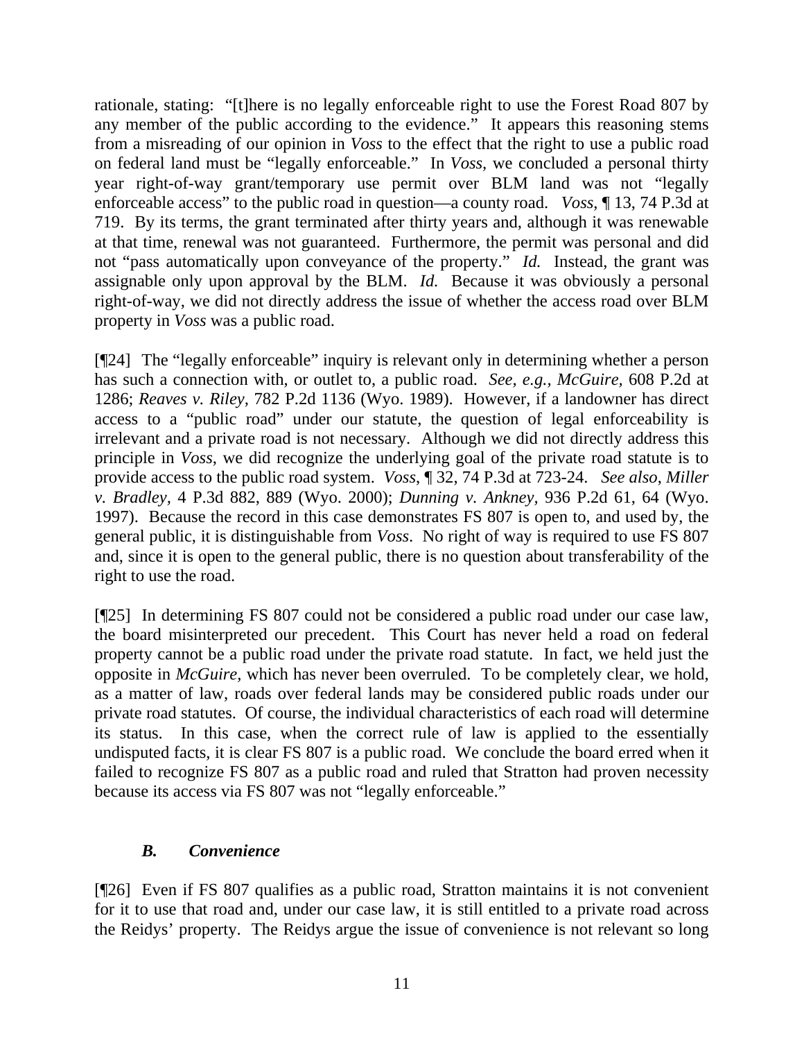rationale, stating: "[t]here is no legally enforceable right to use the Forest Road 807 by any member of the public according to the evidence." It appears this reasoning stems from a misreading of our opinion in *Voss* to the effect that the right to use a public road on federal land must be "legally enforceable." In *Voss,* we concluded a personal thirty year right-of-way grant/temporary use permit over BLM land was not "legally enforceable access" to the public road in question—a county road. *Voss*, ¶ 13, 74 P.3d at 719. By its terms, the grant terminated after thirty years and, although it was renewable at that time, renewal was not guaranteed. Furthermore, the permit was personal and did not "pass automatically upon conveyance of the property." *Id.* Instead, the grant was assignable only upon approval by the BLM. *Id.* Because it was obviously a personal right-of-way, we did not directly address the issue of whether the access road over BLM property in *Voss* was a public road.

[¶24] The "legally enforceable" inquiry is relevant only in determining whether a person has such a connection with, or outlet to, a public road. *See, e.g., McGuire,* 608 P.2d at 1286; *Reaves v. Riley,* 782 P.2d 1136 (Wyo. 1989). However, if a landowner has direct access to a "public road" under our statute, the question of legal enforceability is irrelevant and a private road is not necessary. Although we did not directly address this principle in *Voss*, we did recognize the underlying goal of the private road statute is to provide access to the public road system. *Voss,* ¶ 32, 74 P.3d at 723-24. *See also, Miller v. Bradley,* 4 P.3d 882, 889 (Wyo. 2000); *Dunning v. Ankney,* 936 P.2d 61, 64 (Wyo. 1997). Because the record in this case demonstrates FS 807 is open to, and used by, the general public, it is distinguishable from *Voss*. No right of way is required to use FS 807 and, since it is open to the general public, there is no question about transferability of the right to use the road.

[¶25] In determining FS 807 could not be considered a public road under our case law, the board misinterpreted our precedent. This Court has never held a road on federal property cannot be a public road under the private road statute. In fact, we held just the opposite in *McGuire,* which has never been overruled. To be completely clear, we hold, as a matter of law, roads over federal lands may be considered public roads under our private road statutes. Of course, the individual characteristics of each road will determine its status. In this case, when the correct rule of law is applied to the essentially undisputed facts, it is clear FS 807 is a public road. We conclude the board erred when it failed to recognize FS 807 as a public road and ruled that Stratton had proven necessity because its access via FS 807 was not "legally enforceable."

### *B. Convenience*

[¶26] Even if FS 807 qualifies as a public road, Stratton maintains it is not convenient for it to use that road and, under our case law, it is still entitled to a private road across the Reidys' property. The Reidys argue the issue of convenience is not relevant so long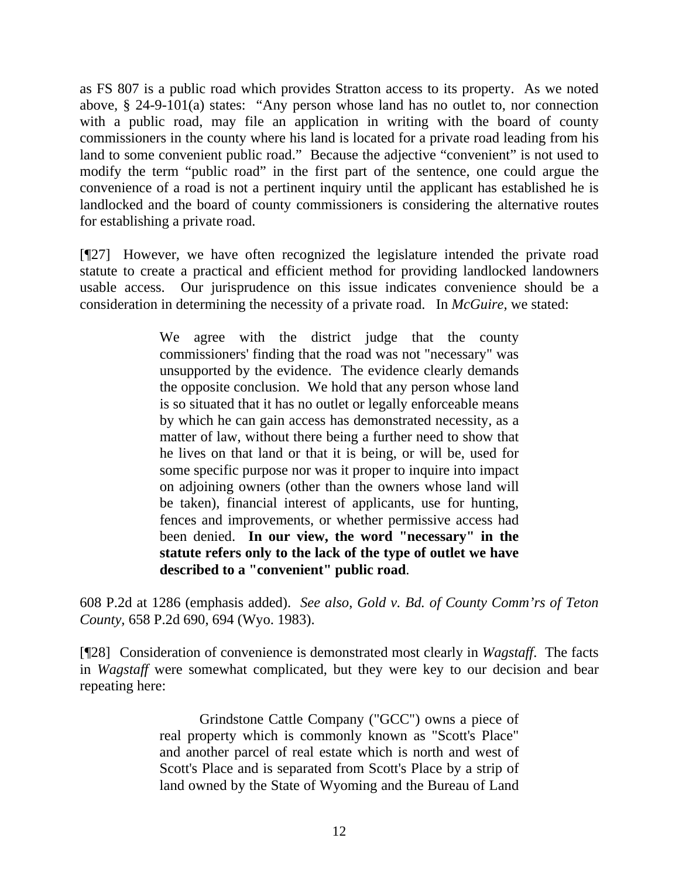as FS 807 is a public road which provides Stratton access to its property. As we noted above, § 24-9-101(a) states: "Any person whose land has no outlet to, nor connection with a public road, may file an application in writing with the board of county commissioners in the county where his land is located for a private road leading from his land to some convenient public road." Because the adjective "convenient" is not used to modify the term "public road" in the first part of the sentence, one could argue the convenience of a road is not a pertinent inquiry until the applicant has established he is landlocked and the board of county commissioners is considering the alternative routes for establishing a private road.

[¶27] However, we have often recognized the legislature intended the private road statute to create a practical and efficient method for providing landlocked landowners usable access. Our jurisprudence on this issue indicates convenience should be a consideration in determining the necessity of a private road. In *McGuire,* we stated:

> We agree with the district judge that the county commissioners' finding that the road was not "necessary" was unsupported by the evidence. The evidence clearly demands the opposite conclusion. We hold that any person whose land is so situated that it has no outlet or legally enforceable means by which he can gain access has demonstrated necessity, as a matter of law, without there being a further need to show that he lives on that land or that it is being, or will be, used for some specific purpose nor was it proper to inquire into impact on adjoining owners (other than the owners whose land will be taken), financial interest of applicants, use for hunting, fences and improvements, or whether permissive access had been denied. **In our view, the word "necessary" in the statute refers only to the lack of the type of outlet we have described to a "convenient" public road**.

608 P.2d at 1286 (emphasis added). *See also, Gold v. Bd. of County Comm'rs of Teton County,* 658 P.2d 690, 694 (Wyo. 1983).

[¶28] Consideration of convenience is demonstrated most clearly in *Wagstaff*. The facts in *Wagstaff* were somewhat complicated, but they were key to our decision and bear repeating here:

> Grindstone Cattle Company ("GCC") owns a piece of real property which is commonly known as "Scott's Place" and another parcel of real estate which is north and west of Scott's Place and is separated from Scott's Place by a strip of land owned by the State of Wyoming and the Bureau of Land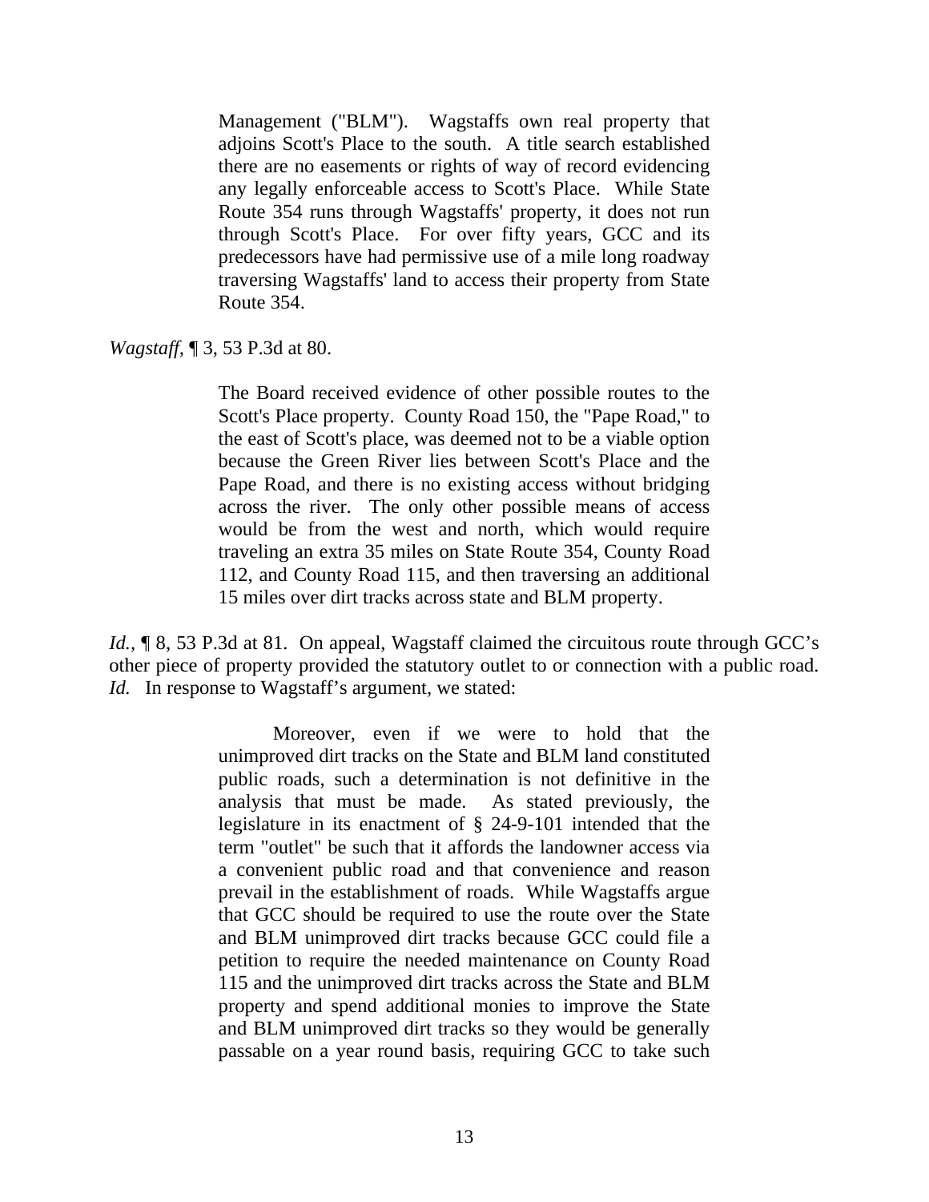> Management ("BLM"). Wagstaffs own real property that adjoins Scott's Place to the south. A title search established there are no easements or rights of way of record evidencing any legally enforceable access to Scott's Place. While State Route 354 runs through Wagstaffs' property, it does not run through Scott's Place. For over fifty years, GCC and its predecessors have had permissive use of a mile long roadway traversing Wagstaffs' land to access their property from State Route 354.

*Wagstaff*, ¶ 3, 53 P.3d at 80.

> The Board received evidence of other possible routes to the Scott's Place property. County Road 150, the "Pape Road," to the east of Scott's place, was deemed not to be a viable option because the Green River lies between Scott's Place and the Pape Road, and there is no existing access without bridging across the river. The only other possible means of access would be from the west and north, which would require traveling an extra 35 miles on State Route 354, County Road 112, and County Road 115, and then traversing an additional 15 miles over dirt tracks across state and BLM property.

*Id.*, ¶ 8, 53 P.3d at 81. On appeal, Wagstaff claimed the circuitous route through GCC's other piece of property provided the statutory outlet to or connection with a public road. *Id.* In response to Wagstaff's argument, we stated:

> Moreover, even if we were to hold that the unimproved dirt tracks on the State and BLM land constituted public roads, such a determination is not definitive in the analysis that must be made. As stated previously, the legislature in its enactment of § 24-9-101 intended that the term "outlet" be such that it affords the landowner access via a convenient public road and that convenience and reason prevail in the establishment of roads. While Wagstaffs argue that GCC should be required to use the route over the State and BLM unimproved dirt tracks because GCC could file a petition to require the needed maintenance on County Road 115 and the unimproved dirt tracks across the State and BLM property and spend additional monies to improve the State and BLM unimproved dirt tracks so they would be generally passable on a year round basis, requiring GCC to take such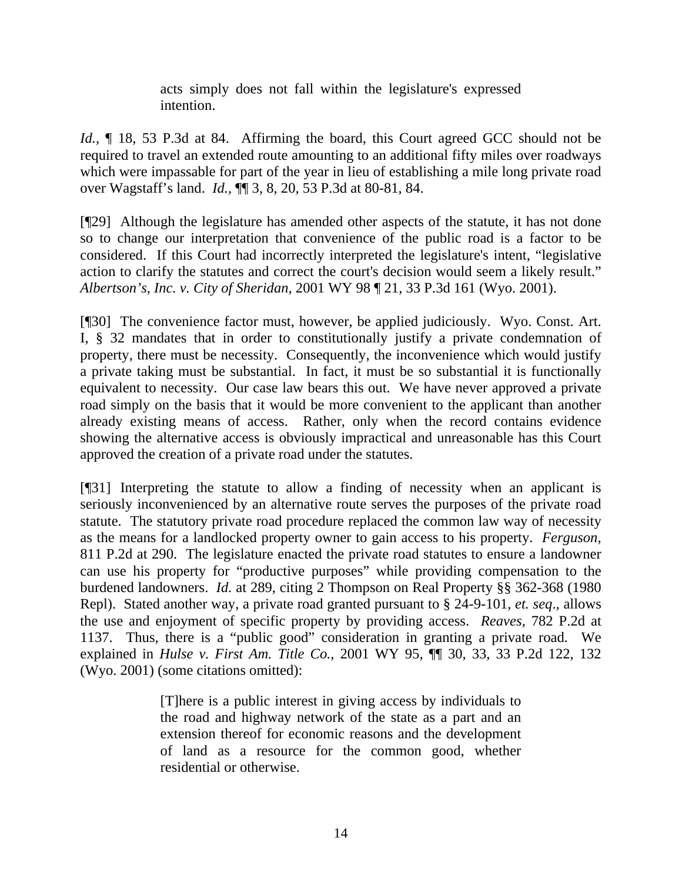> acts simply does not fall within the legislature's expressed intention.

*Id.*, ¶ 18, 53 P.3d at 84. Affirming the board, this Court agreed GCC should not be required to travel an extended route amounting to an additional fifty miles over roadways which were impassable for part of the year in lieu of establishing a mile long private road over Wagstaff's land. *Id.*, ¶¶ 3, 8, 20, 53 P.3d at 80-81, 84.

[¶29] Although the legislature has amended other aspects of the statute, it has not done so to change our interpretation that convenience of the public road is a factor to be considered. If this Court had incorrectly interpreted the legislature's intent, "legislative action to clarify the statutes and correct the court's decision would seem a likely result." *Albertson's, Inc. v. City of Sheridan,* 2001 WY 98 ¶ 21, 33 P.3d 161 (Wyo. 2001).

[¶30] The convenience factor must, however, be applied judiciously. Wyo. Const. Art. I, § 32 mandates that in order to constitutionally justify a private condemnation of property, there must be necessity. Consequently, the inconvenience which would justify a private taking must be substantial. In fact, it must be so substantial it is functionally equivalent to necessity. Our case law bears this out. We have never approved a private road simply on the basis that it would be more convenient to the applicant than another already existing means of access. Rather, only when the record contains evidence showing the alternative access is obviously impractical and unreasonable has this Court approved the creation of a private road under the statutes.

[¶31] Interpreting the statute to allow a finding of necessity when an applicant is seriously inconvenienced by an alternative route serves the purposes of the private road statute. The statutory private road procedure replaced the common law way of necessity as the means for a landlocked property owner to gain access to his property. *Ferguson,* 811 P.2d at 290. The legislature enacted the private road statutes to ensure a landowner can use his property for "productive purposes" while providing compensation to the burdened landowners. *Id.* at 289, citing 2 Thompson on Real Property §§ 362-368 (1980 Repl). Stated another way, a private road granted pursuant to § 24-9-101, *et. seq*., allows the use and enjoyment of specific property by providing access. *Reaves,* 782 P.2d at 1137. Thus, there is a "public good" consideration in granting a private road. We explained in *Hulse v. First Am. Title Co.,* 2001 WY 95, ¶¶ 30, 33, 33 P.2d 122, 132 (Wyo. 2001) (some citations omitted):

> [T]here is a public interest in giving access by individuals to the road and highway network of the state as a part and an extension thereof for economic reasons and the development of land as a resource for the common good, whether residential or otherwise.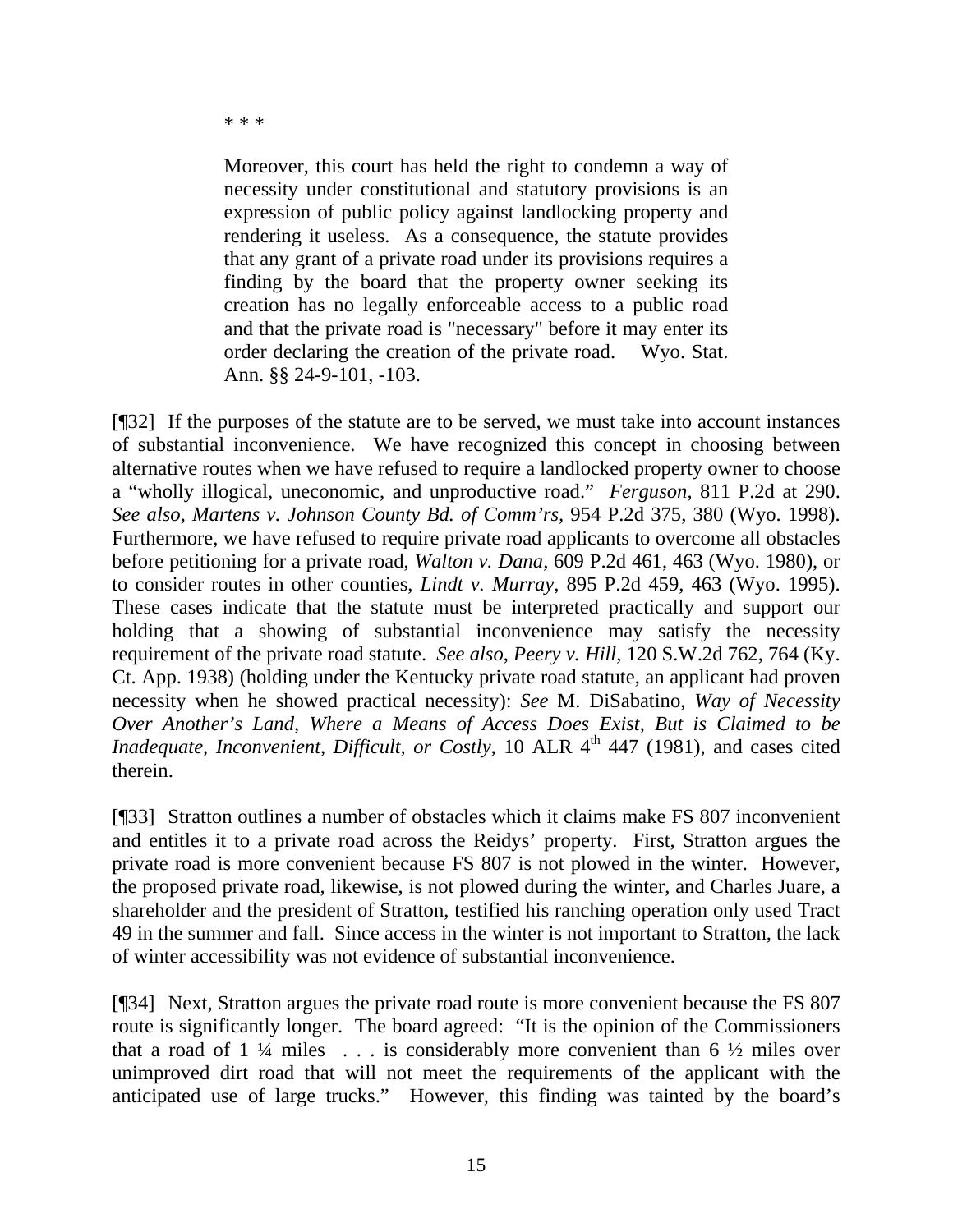\* \* \*

> Moreover, this court has held the right to condemn a way of necessity under constitutional and statutory provisions is an expression of public policy against landlocking property and rendering it useless. As a consequence, the statute provides that any grant of a private road under its provisions requires a finding by the board that the property owner seeking its creation has no legally enforceable access to a public road and that the private road is "necessary" before it may enter its order declaring the creation of the private road. Wyo. Stat. Ann. §§ 24-9-101, -103.

[¶32] If the purposes of the statute are to be served, we must take into account instances of substantial inconvenience. We have recognized this concept in choosing between alternative routes when we have refused to require a landlocked property owner to choose a "wholly illogical, uneconomic, and unproductive road." *Ferguson,* 811 P.2d at 290. *See also*, *Martens v. Johnson County Bd. of Comm'rs,* 954 P.2d 375, 380 (Wyo. 1998). Furthermore, we have refused to require private road applicants to overcome all obstacles before petitioning for a private road, *Walton v. Dana,* 609 P.2d 461, 463 (Wyo. 1980), or to consider routes in other counties, *Lindt v. Murray*, 895 P.2d 459, 463 (Wyo. 1995). These cases indicate that the statute must be interpreted practically and support our holding that a showing of substantial inconvenience may satisfy the necessity requirement of the private road statute. *See also, Peery v. Hill,* 120 S.W.2d 762, 764 (Ky. Ct. App. 1938) (holding under the Kentucky private road statute, an applicant had proven necessity when he showed practical necessity): *See* M. DiSabatino, *Way of Necessity Over Another's Land, Where a Means of Access Does Exist, But is Claimed to be Inadequate, Inconvenient, Difficult, or Costly,* 10 ALR 4th 447 (1981), and cases cited therein.

[¶33] Stratton outlines a number of obstacles which it claims make FS 807 inconvenient and entitles it to a private road across the Reidys' property. First, Stratton argues the private road is more convenient because FS 807 is not plowed in the winter. However, the proposed private road, likewise, is not plowed during the winter, and Charles Juare, a shareholder and the president of Stratton, testified his ranching operation only used Tract 49 in the summer and fall. Since access in the winter is not important to Stratton, the lack of winter accessibility was not evidence of substantial inconvenience.

[¶34] Next, Stratton argues the private road route is more convenient because the FS 807 route is significantly longer. The board agreed: "It is the opinion of the Commissioners that a road of 1 ¼ miles . . . is considerably more convenient than 6 ½ miles over unimproved dirt road that will not meet the requirements of the applicant with the anticipated use of large trucks." However, this finding was tainted by the board's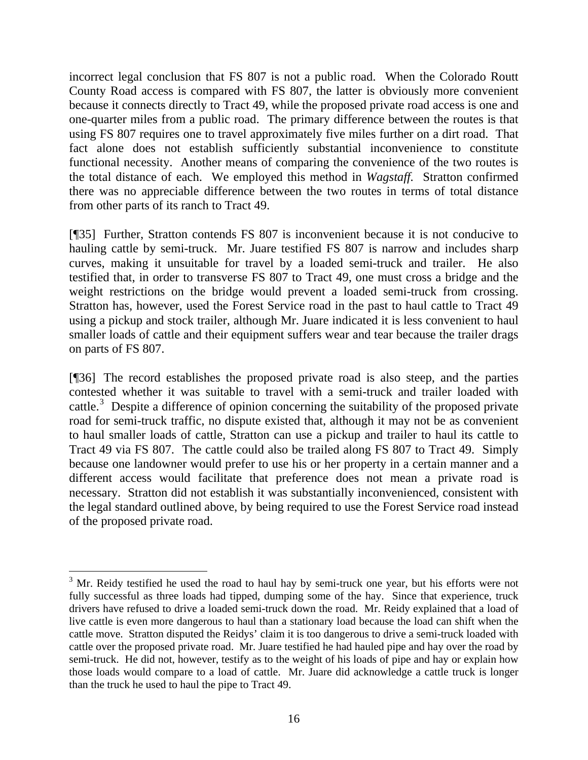incorrect legal conclusion that FS 807 is not a public road. When the Colorado Routt County Road access is compared with FS 807, the latter is obviously more convenient because it connects directly to Tract 49, while the proposed private road access is one and one-quarter miles from a public road. The primary difference between the routes is that using FS 807 requires one to travel approximately five miles further on a dirt road. That fact alone does not establish sufficiently substantial inconvenience to constitute functional necessity. Another means of comparing the convenience of the two routes is the total distance of each. We employed this method in *Wagstaff*. Stratton confirmed there was no appreciable difference between the two routes in terms of total distance from other parts of its ranch to Tract 49.

[¶35] Further, Stratton contends FS 807 is inconvenient because it is not conducive to hauling cattle by semi-truck. Mr. Juare testified FS 807 is narrow and includes sharp curves, making it unsuitable for travel by a loaded semi-truck and trailer. He also testified that, in order to transverse FS 807 to Tract 49, one must cross a bridge and the weight restrictions on the bridge would prevent a loaded semi-truck from crossing. Stratton has, however, used the Forest Service road in the past to haul cattle to Tract 49 using a pickup and stock trailer, although Mr. Juare indicated it is less convenient to haul smaller loads of cattle and their equipment suffers wear and tear because the trailer drags on parts of FS 807.

[¶36] The record establishes the proposed private road is also steep, and the parties contested whether it was suitable to travel with a semi-truck and trailer loaded with cattle.[3] Despite a difference of opinion concerning the suitability of the proposed private road for semi-truck traffic, no dispute existed that, although it may not be as convenient to haul smaller loads of cattle, Stratton can use a pickup and trailer to haul its cattle to Tract 49 via FS 807. The cattle could also be trailed along FS 807 to Tract 49. Simply because one landowner would prefer to use his or her property in a certain manner and a different access would facilitate that preference does not mean a private road is necessary. Stratton did not establish it was substantially inconvenienced, consistent with the legal standard outlined above, by being required to use the Forest Service road instead of the proposed private road.

---

[3] Mr. Reidy testified he used the road to haul hay by semi-truck one year, but his efforts were not fully successful as three loads had tipped, dumping some of the hay. Since that experience, truck drivers have refused to drive a loaded semi-truck down the road. Mr. Reidy explained that a load of live cattle is even more dangerous to haul than a stationary load because the load can shift when the cattle move. Stratton disputed the Reidys' claim it is too dangerous to drive a semi-truck loaded with cattle over the proposed private road. Mr. Juare testified he had hauled pipe and hay over the road by semi-truck. He did not, however, testify as to the weight of his loads of pipe and hay or explain how those loads would compare to a load of cattle. Mr. Juare did acknowledge a cattle truck is longer than the truck he used to haul the pipe to Tract 49.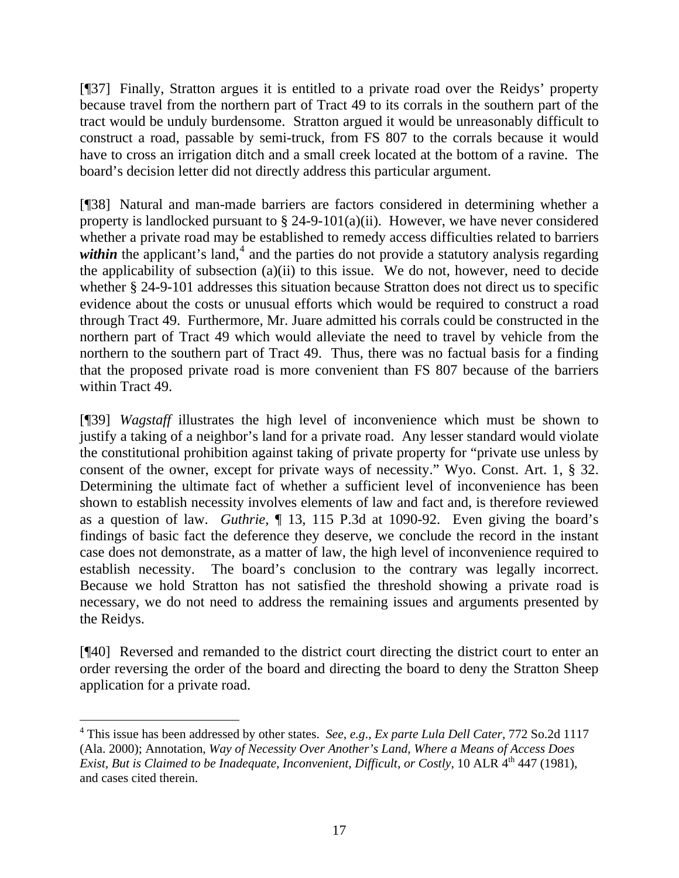[¶37] Finally, Stratton argues it is entitled to a private road over the Reidys' property because travel from the northern part of Tract 49 to its corrals in the southern part of the tract would be unduly burdensome. Stratton argued it would be unreasonably difficult to construct a road, passable by semi-truck, from FS 807 to the corrals because it would have to cross an irrigation ditch and a small creek located at the bottom of a ravine. The board's decision letter did not directly address this particular argument.

[¶38] Natural and man-made barriers are factors considered in determining whether a property is landlocked pursuant to § 24-9-101(a)(ii). However, we have never considered whether a private road may be established to remedy access difficulties related to barriers ***within*** the applicant's land,[4] and the parties do not provide a statutory analysis regarding the applicability of subsection (a)(ii) to this issue. We do not, however, need to decide whether § 24-9-101 addresses this situation because Stratton does not direct us to specific evidence about the costs or unusual efforts which would be required to construct a road through Tract 49. Furthermore, Mr. Juare admitted his corrals could be constructed in the northern part of Tract 49 which would alleviate the need to travel by vehicle from the northern to the southern part of Tract 49. Thus, there was no factual basis for a finding that the proposed private road is more convenient than FS 807 because of the barriers within Tract 49.

[¶39] *Wagstaff* illustrates the high level of inconvenience which must be shown to justify a taking of a neighbor's land for a private road. Any lesser standard would violate the constitutional prohibition against taking of private property for "private use unless by consent of the owner, except for private ways of necessity." Wyo. Const. Art. 1, § 32. Determining the ultimate fact of whether a sufficient level of inconvenience has been shown to establish necessity involves elements of law and fact and, is therefore reviewed as a question of law. *Guthrie*, ¶ 13, 115 P.3d at 1090-92. Even giving the board's findings of basic fact the deference they deserve, we conclude the record in the instant case does not demonstrate, as a matter of law, the high level of inconvenience required to establish necessity. The board's conclusion to the contrary was legally incorrect. Because we hold Stratton has not satisfied the threshold showing a private road is necessary, we do not need to address the remaining issues and arguments presented by the Reidys.

[¶40] Reversed and remanded to the district court directing the district court to enter an order reversing the order of the board and directing the board to deny the Stratton Sheep application for a private road.

---

[4] This issue has been addressed by other states. *See, e.g.*, *Ex parte Lula Dell Cater*, 772 So.2d 1117 (Ala. 2000); Annotation, *Way of Necessity Over Another's Land, Where a Means of Access Does Exist, But is Claimed to be Inadequate, Inconvenient, Difficult, or Costly*, 10 ALR 4th 447 (1981), and cases cited therein.